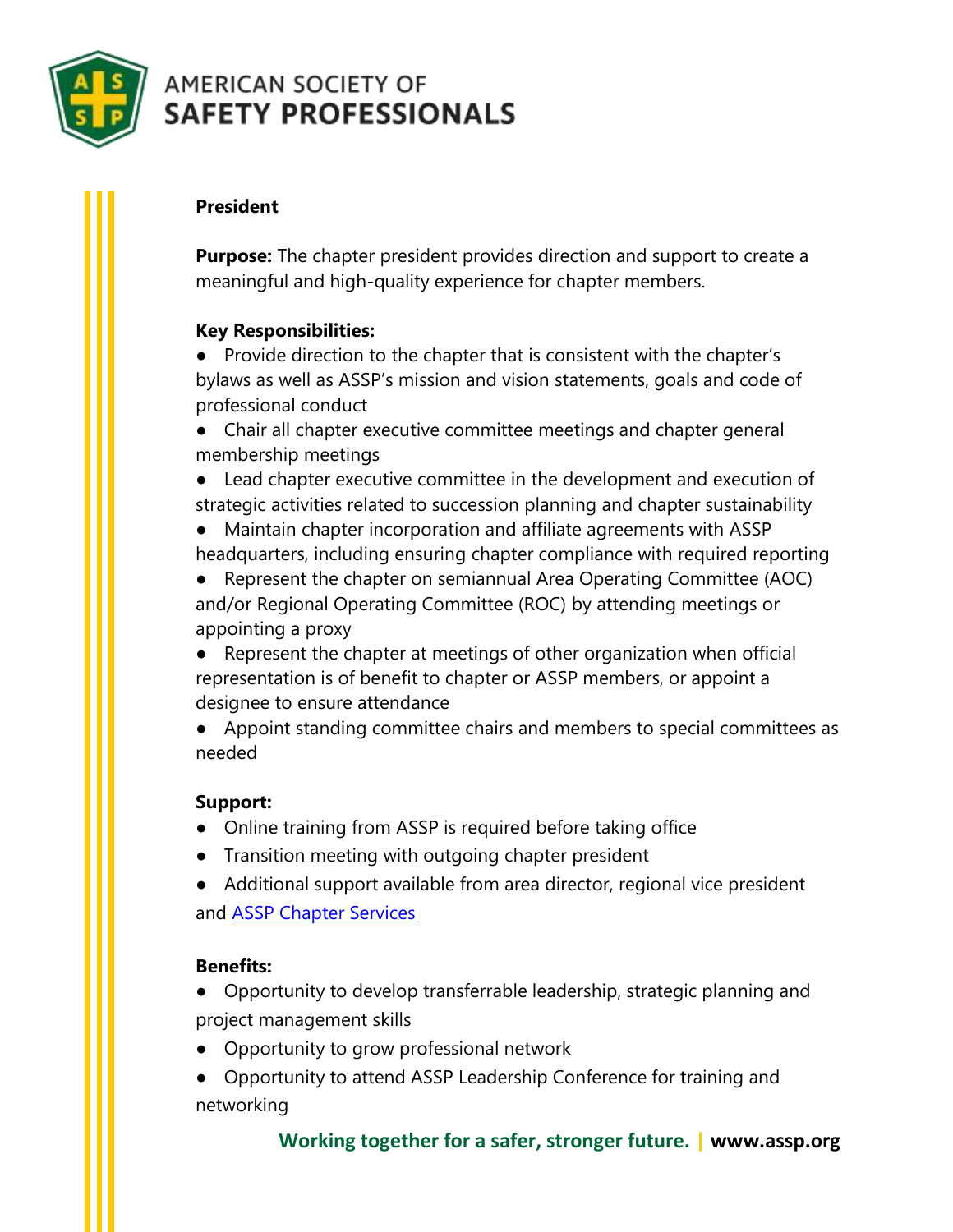# AMERICAN SOCIETY OF SAFETY PROFESSIONALS

## President

**Purpose:** The chapter president provides direction and support to create a meaningful and high-quality experience for chapter members.

**Key Responsibilities:**

- Provide direction to the chapter that is consistent with the chapter's bylaws as well as ASSP's mission and vision statements, goals and code of professional conduct
- Chair all chapter executive committee meetings and chapter general membership meetings
- Lead chapter executive committee in the development and execution of strategic activities related to succession planning and chapter sustainability
- Maintain chapter incorporation and affiliate agreements with ASSP headquarters, including ensuring chapter compliance with required reporting
- Represent the chapter on semiannual Area Operating Committee (AOC) and/or Regional Operating Committee (ROC) by attending meetings or appointing a proxy
- Represent the chapter at meetings of other organization when official representation is of benefit to chapter or ASSP members, or appoint a designee to ensure attendance
- Appoint standing committee chairs and members to special committees as needed

**Support:**

- Online training from ASSP is required before taking office
- Transition meeting with outgoing chapter president
- Additional support available from area director, regional vice president and ASSP Chapter Services

**Benefits:**

- Opportunity to develop transferrable leadership, strategic planning and project management skills
- Opportunity to grow professional network
- Opportunity to attend ASSP Leadership Conference for training and networking

**Working together for a safer, stronger future.** | **www.assp.org**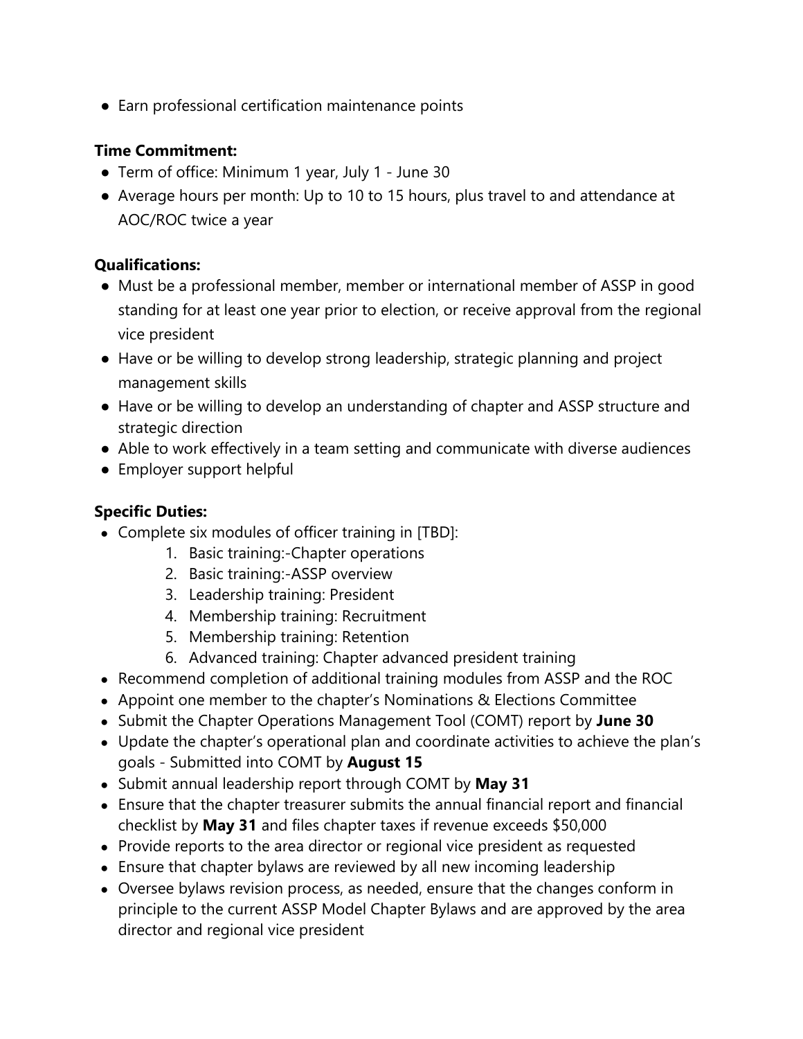- Earn professional certification maintenance points

**Time Commitment:**

- Term of office: Minimum 1 year, July 1 - June 30
- Average hours per month: Up to 10 to 15 hours, plus travel to and attendance at AOC/ROC twice a year

**Qualifications:**

- Must be a professional member, member or international member of ASSP in good standing for at least one year prior to election, or receive approval from the regional vice president
- Have or be willing to develop strong leadership, strategic planning and project management skills
- Have or be willing to develop an understanding of chapter and ASSP structure and strategic direction
- Able to work effectively in a team setting and communicate with diverse audiences
- Employer support helpful

**Specific Duties:**

- Complete six modules of officer training in [TBD]:
    1. Basic training:-Chapter operations
    2. Basic training:-ASSP overview
    3. Leadership training: President
    4. Membership training: Recruitment
    5. Membership training: Retention
    6. Advanced training: Chapter advanced president training
- Recommend completion of additional training modules from ASSP and the ROC
- Appoint one member to the chapter's Nominations & Elections Committee
- Submit the Chapter Operations Management Tool (COMT) report by **June 30**
- Update the chapter's operational plan and coordinate activities to achieve the plan's goals - Submitted into COMT by **August 15**
- Submit annual leadership report through COMT by **May 31**
- Ensure that the chapter treasurer submits the annual financial report and financial checklist by **May 31** and files chapter taxes if revenue exceeds $50,000
- Provide reports to the area director or regional vice president as requested
- Ensure that chapter bylaws are reviewed by all new incoming leadership
- Oversee bylaws revision process, as needed, ensure that the changes conform in principle to the current ASSP Model Chapter Bylaws and are approved by the area director and regional vice president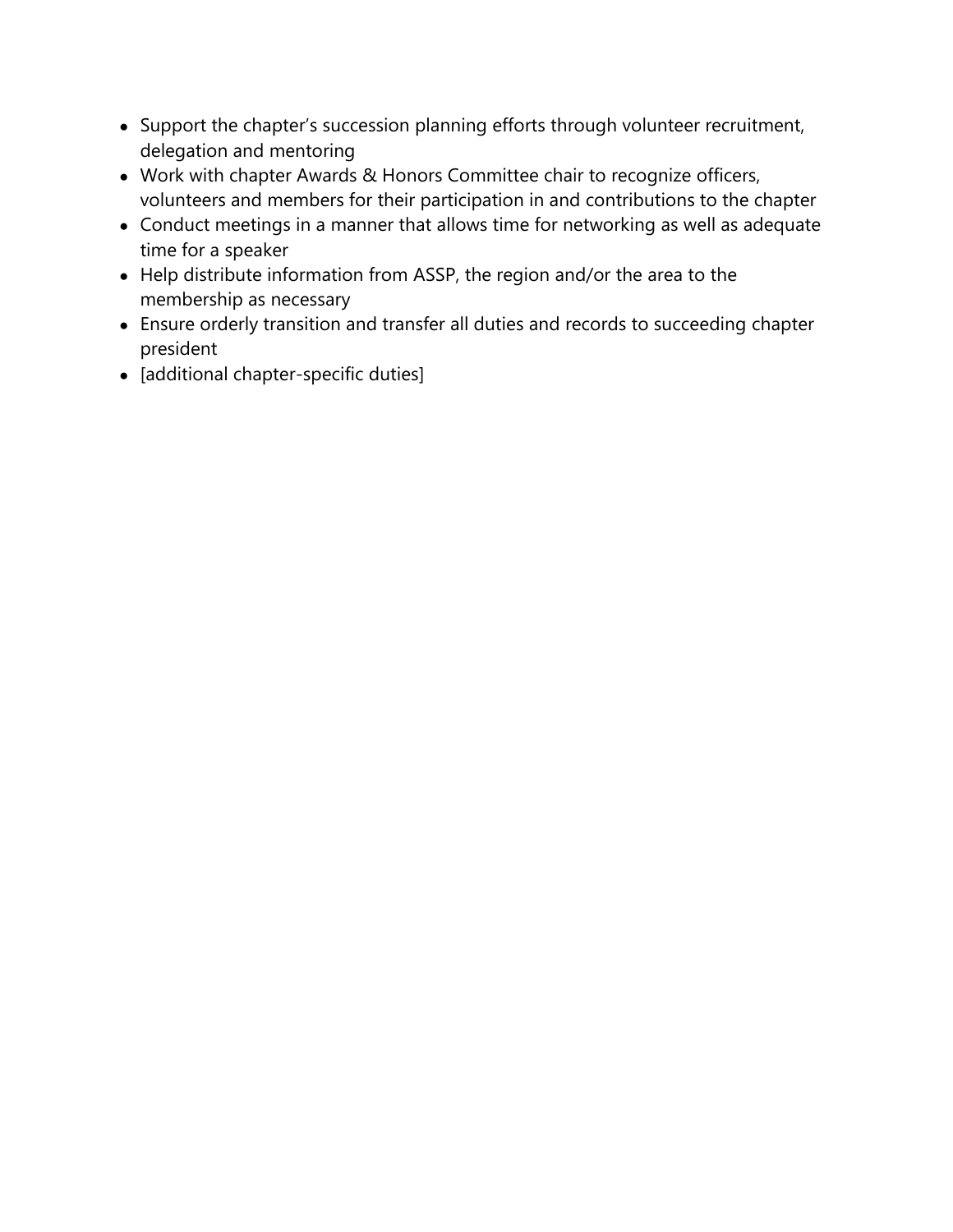- Support the chapter's succession planning efforts through volunteer recruitment, delegation and mentoring
- Work with chapter Awards & Honors Committee chair to recognize officers, volunteers and members for their participation in and contributions to the chapter
- Conduct meetings in a manner that allows time for networking as well as adequate time for a speaker
- Help distribute information from ASSP, the region and/or the area to the membership as necessary
- Ensure orderly transition and transfer all duties and records to succeeding chapter president
- [additional chapter-specific duties]